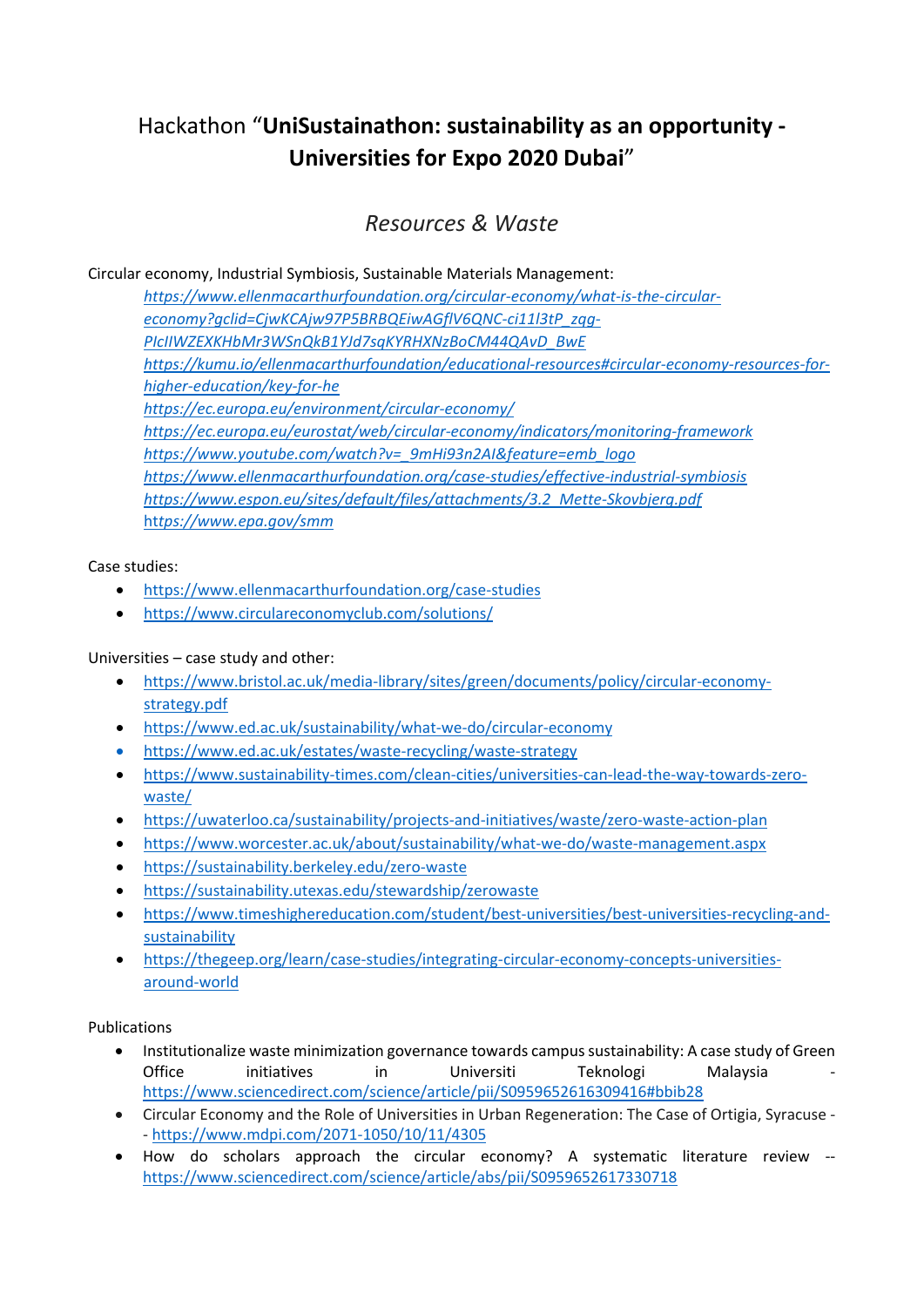# Hackathon "**UniSustainathon: sustainability as an opportunity - Universities for Expo 2020 Dubai**"

## *Resources & Waste*

Circular economy, Industrial Symbiosis, Sustainable Materials Management:

*https://www.ellenmacarthurfoundation.org/circular-economy/what-is-the-circular-economy?gclid=CjwKCAjw97P5BRBQEiwAGflV6QNC-ci11l3tP_zqg-PIcIIWZEXKHbMr3WSnQkB1YJd7sqKYRHXNzBoCM44QAvD_BwE*
*https://kumu.io/ellenmacarthurfoundation/educational-resources#circular-economy-resources-for-higher-education/key-for-he*
*https://ec.europa.eu/environment/circular-economy/*
*https://ec.europa.eu/eurostat/web/circular-economy/indicators/monitoring-framework*
*https://www.youtube.com/watch?v=_9mHi93n2AI&feature=emb_logo*
*https://www.ellenmacarthurfoundation.org/case-studies/effective-industrial-symbiosis*
*https://www.espon.eu/sites/default/files/attachments/3.2_Mette-Skovbjerg.pdf*
*https://www.epa.gov/smm*

Case studies:

- https://www.ellenmacarthurfoundation.org/case-studies
- https://www.circulareconomyclub.com/solutions/

Universities – case study and other:

- https://www.bristol.ac.uk/media-library/sites/green/documents/policy/circular-economy-strategy.pdf
- https://www.ed.ac.uk/sustainability/what-we-do/circular-economy
- https://www.ed.ac.uk/estates/waste-recycling/waste-strategy
- https://www.sustainability-times.com/clean-cities/universities-can-lead-the-way-towards-zero-waste/
- https://uwaterloo.ca/sustainability/projects-and-initiatives/waste/zero-waste-action-plan
- https://www.worcester.ac.uk/about/sustainability/what-we-do/waste-management.aspx
- https://sustainability.berkeley.edu/zero-waste
- https://sustainability.utexas.edu/stewardship/zerowaste
- https://www.timeshighereducation.com/student/best-universities/best-universities-recycling-and-sustainability
- https://thegeep.org/learn/case-studies/integrating-circular-economy-concepts-universities-around-world

Publications

- Institutionalize waste minimization governance towards campus sustainability: A case study of Green Office initiatives in Universiti Teknologi Malaysia - https://www.sciencedirect.com/science/article/pii/S0959652616309416#bbib28
- Circular Economy and the Role of Universities in Urban Regeneration: The Case of Ortigia, Syracuse -- https://www.mdpi.com/2071-1050/10/11/4305
- How do scholars approach the circular economy? A systematic literature review -- https://www.sciencedirect.com/science/article/abs/pii/S0959652617330718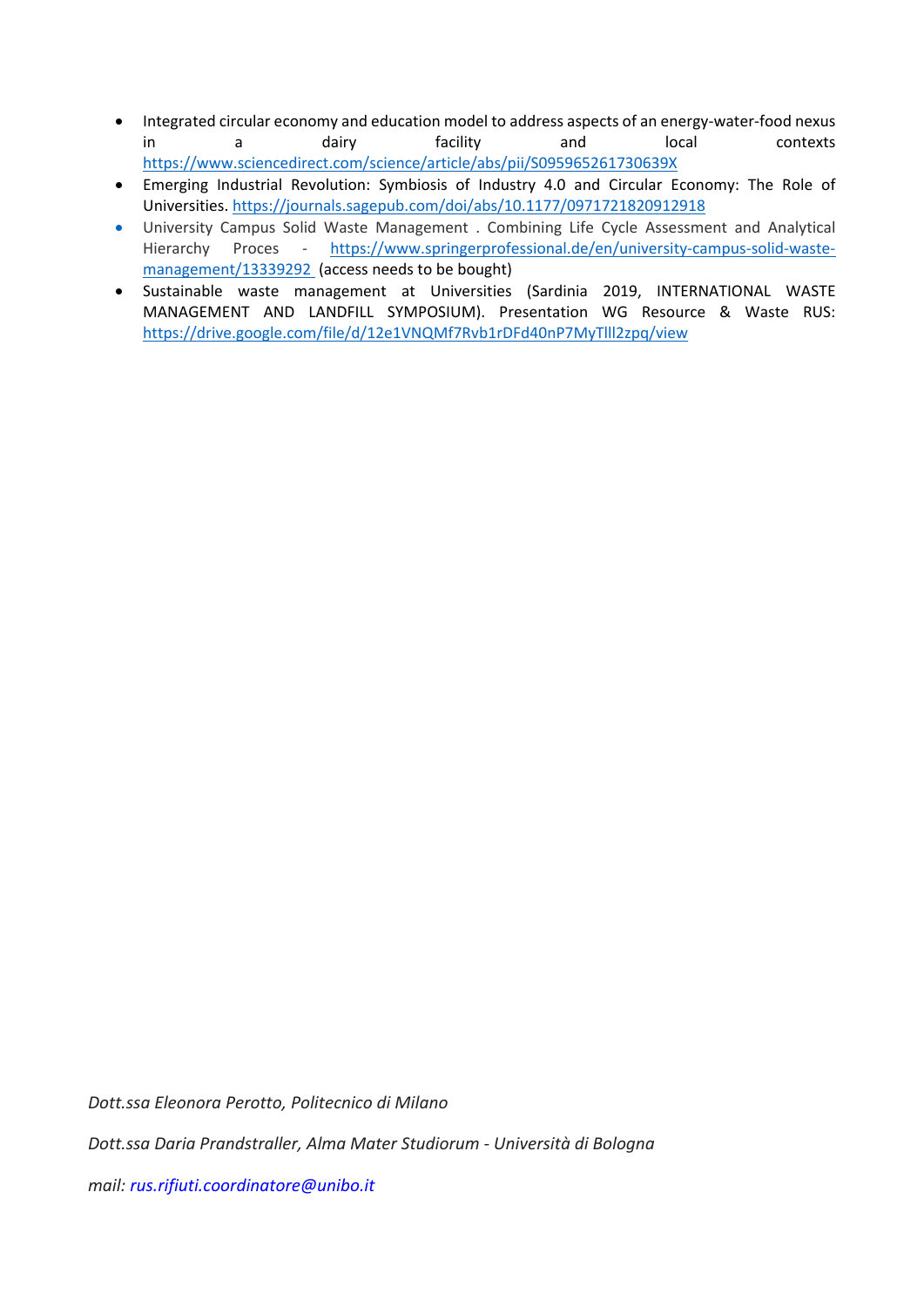- Integrated circular economy and education model to address aspects of an energy-water-food nexus in a dairy facility and local contexts https://www.sciencedirect.com/science/article/abs/pii/S095965261730639X
- Emerging Industrial Revolution: Symbiosis of Industry 4.0 and Circular Economy: The Role of Universities. https://journals.sagepub.com/doi/abs/10.1177/0971721820912918
- University Campus Solid Waste Management . Combining Life Cycle Assessment and Analytical Hierarchy Proces - https://www.springerprofessional.de/en/university-campus-solid-waste-management/13339292 (access needs to be bought)
- Sustainable waste management at Universities (Sardinia 2019, INTERNATIONAL WASTE MANAGEMENT AND LANDFILL SYMPOSIUM). Presentation WG Resource & Waste RUS: https://drive.google.com/file/d/12e1VNQMf7Rvb1rDFd40nP7MyTlll2zpq/view

*Dott.ssa Eleonora Perotto, Politecnico di Milano*

*Dott.ssa Daria Prandstraller, Alma Mater Studiorum - Università di Bologna*

*mail: rus.rifiuti.coordinatore@unibo.it*